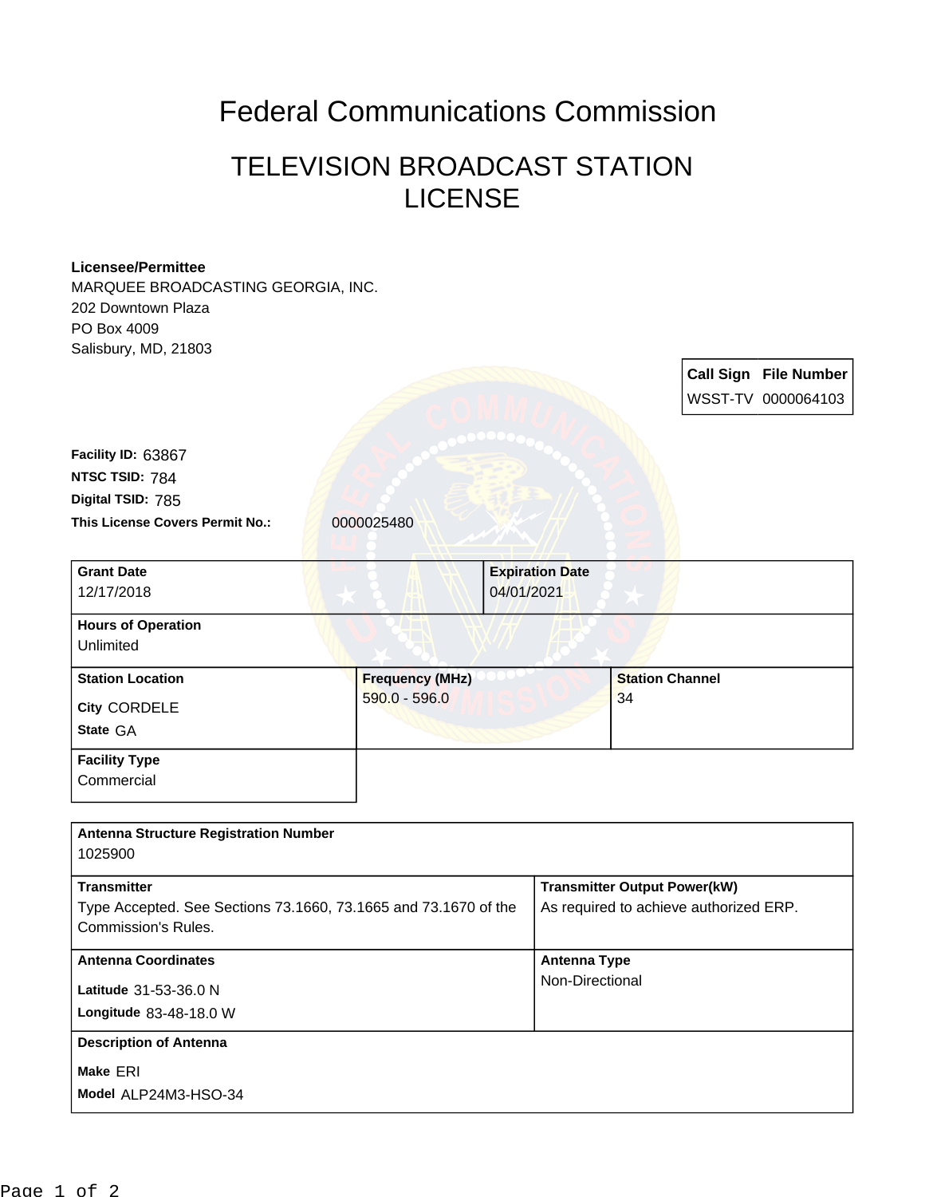# Federal Communications Commission

## TELEVISION BROADCAST STATION LICENSE

**Licensee/Permittee**
MARQUEE BROADCASTING GEORGIA, INC.
202 Downtown Plaza
PO Box 4009
Salisbury, MD, 21803

| Call Sign | File Number |
|---|---|
| WSST-TV | 0000064103 |

**Facility ID:** 63867
**NTSC TSID:** 784
**Digital TSID:** 785
**This License Covers Permit No.:** 0000025480

| Grant Date | Expiration Date |
|---|---|
| 12/17/2018 | 04/01/2021 |

**Hours of Operation**
Unlimited

| Station Location | Frequency (MHz) | Station Channel |
|---|---|---|
| City CORDELE<br>State GA | 590.0 - 596.0 | 34 |

**Facility Type**
Commercial

**Antenna Structure Registration Number**
1025900

| Transmitter | Transmitter Output Power(kW) |
|---|---|
| Type Accepted. See Sections 73.1660, 73.1665 and 73.1670 of the Commission's Rules. | As required to achieve authorized ERP. |

| Antenna Coordinates | Antenna Type |
|---|---|
| Latitude 31-53-36.0 N<br>Longitude 83-48-18.0 W | Non-Directional |

**Description of Antenna**
Make ERI
Model ALP24M3-HSO-34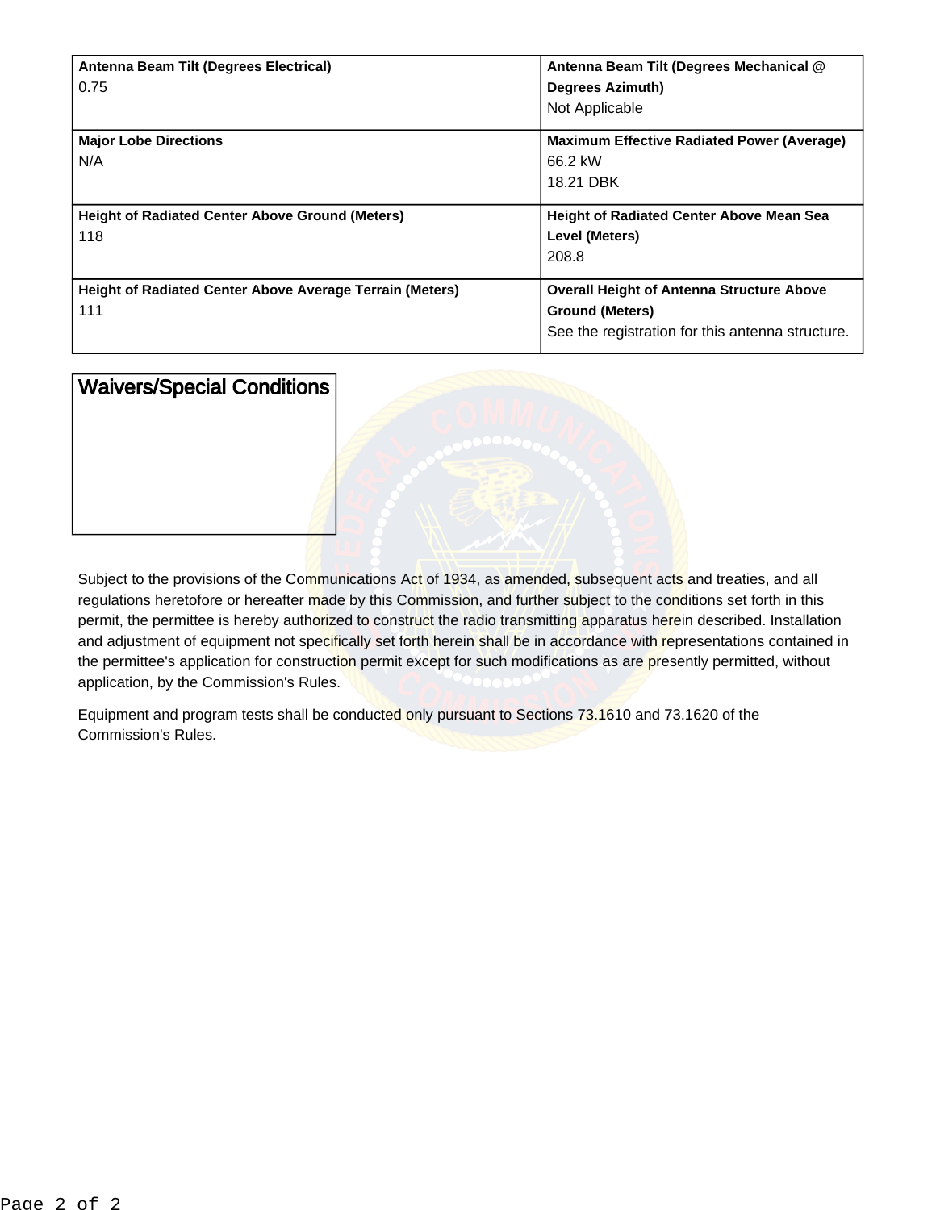| | |
|---|---|
| **Antenna Beam Tilt (Degrees Electrical)**<br>0.75 | **Antenna Beam Tilt (Degrees Mechanical @ Degrees Azimuth)**<br>Not Applicable |
| **Major Lobe Directions**<br>N/A | **Maximum Effective Radiated Power (Average)**<br>66.2 kW<br>18.21 DBK |
| **Height of Radiated Center Above Ground (Meters)**<br>118 | **Height of Radiated Center Above Mean Sea Level (Meters)**<br>208.8 |
| **Height of Radiated Center Above Average Terrain (Meters)**<br>111 | **Overall Height of Antenna Structure Above Ground (Meters)**<br>See the registration for this antenna structure. |

## Waivers/Special Conditions

Subject to the provisions of the Communications Act of 1934, as amended, subsequent acts and treaties, and all regulations heretofore or hereafter made by this Commission, and further subject to the conditions set forth in this permit, the permittee is hereby authorized to construct the radio transmitting apparatus herein described. Installation and adjustment of equipment not specifically set forth herein shall be in accordance with representations contained in the permittee's application for construction permit except for such modifications as are presently permitted, without application, by the Commission's Rules.

Equipment and program tests shall be conducted only pursuant to Sections 73.1610 and 73.1620 of the Commission's Rules.